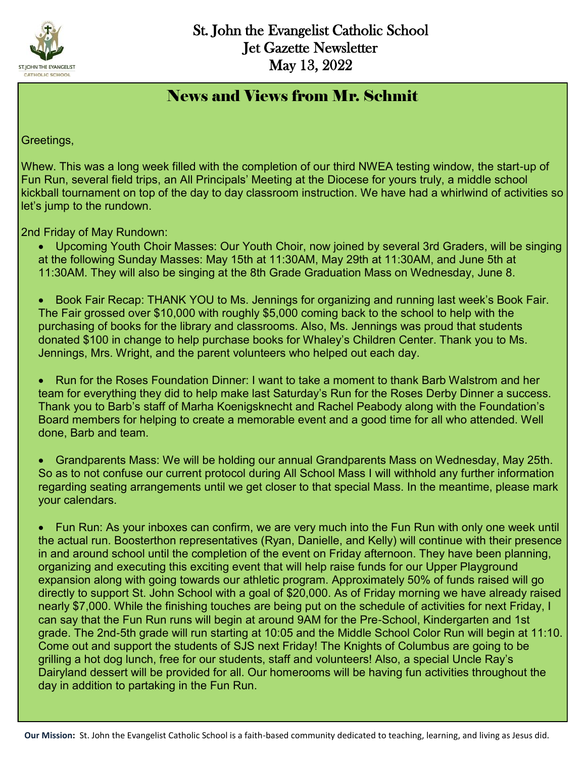# St. John the Evangelist Catholic School
# Jet Gazette Newsletter
# May 13, 2022

## News and Views from Mr. Schmit

Greetings,

Whew. This was a long week filled with the completion of our third NWEA testing window, the start-up of Fun Run, several field trips, an All Principals' Meeting at the Diocese for yours truly, a middle school kickball tournament on top of the day to day classroom instruction. We have had a whirlwind of activities so let's jump to the rundown.

2nd Friday of May Rundown:

- Upcoming Youth Choir Masses: Our Youth Choir, now joined by several 3rd Graders, will be singing at the following Sunday Masses: May 15th at 11:30AM, May 29th at 11:30AM, and June 5th at 11:30AM. They will also be singing at the 8th Grade Graduation Mass on Wednesday, June 8.

- Book Fair Recap: THANK YOU to Ms. Jennings for organizing and running last week's Book Fair. The Fair grossed over $10,000 with roughly $5,000 coming back to the school to help with the purchasing of books for the library and classrooms. Also, Ms. Jennings was proud that students donated $100 in change to help purchase books for Whaley's Children Center. Thank you to Ms. Jennings, Mrs. Wright, and the parent volunteers who helped out each day.

- Run for the Roses Foundation Dinner: I want to take a moment to thank Barb Walstrom and her team for everything they did to help make last Saturday's Run for the Roses Derby Dinner a success. Thank you to Barb's staff of Marha Koenigsknecht and Rachel Peabody along with the Foundation's Board members for helping to create a memorable event and a good time for all who attended. Well done, Barb and team.

- Grandparents Mass: We will be holding our annual Grandparents Mass on Wednesday, May 25th. So as to not confuse our current protocol during All School Mass I will withhold any further information regarding seating arrangements until we get closer to that special Mass. In the meantime, please mark your calendars.

- Fun Run: As your inboxes can confirm, we are very much into the Fun Run with only one week until the actual run. Boosterthon representatives (Ryan, Danielle, and Kelly) will continue with their presence in and around school until the completion of the event on Friday afternoon. They have been planning, organizing and executing this exciting event that will help raise funds for our Upper Playground expansion along with going towards our athletic program. Approximately 50% of funds raised will go directly to support St. John School with a goal of $20,000. As of Friday morning we have already raised nearly $7,000. While the finishing touches are being put on the schedule of activities for next Friday, I can say that the Fun Run runs will begin at around 9AM for the Pre-School, Kindergarten and 1st grade. The 2nd-5th grade will run starting at 10:05 and the Middle School Color Run will begin at 11:10. Come out and support the students of SJS next Friday! The Knights of Columbus are going to be grilling a hot dog lunch, free for our students, staff and volunteers! Also, a special Uncle Ray's Dairyland dessert will be provided for all. Our homerooms will be having fun activities throughout the day in addition to partaking in the Fun Run.

**Our Mission:** St. John the Evangelist Catholic School is a faith-based community dedicated to teaching, learning, and living as Jesus did.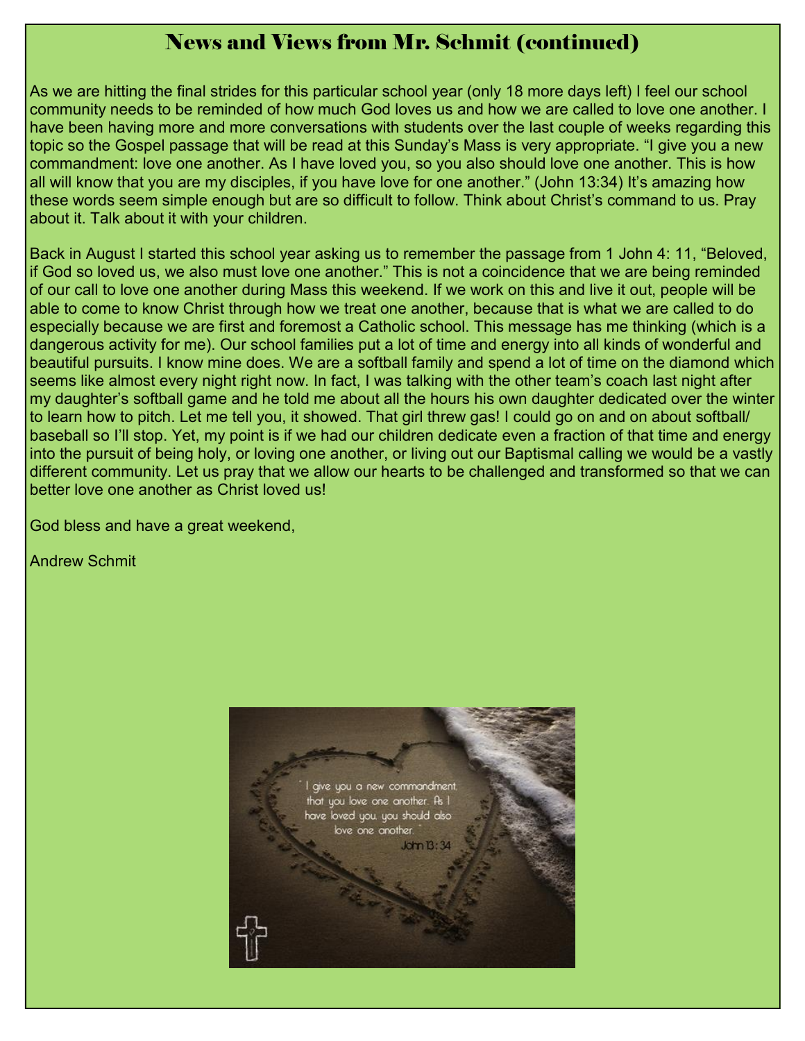# News and Views from Mr. Schmit (continued)

As we are hitting the final strides for this particular school year (only 18 more days left) I feel our school community needs to be reminded of how much God loves us and how we are called to love one another. I have been having more and more conversations with students over the last couple of weeks regarding this topic so the Gospel passage that will be read at this Sunday's Mass is very appropriate. "I give you a new commandment: love one another. As I have loved you, so you also should love one another. This is how all will know that you are my disciples, if you have love for one another." (John 13:34) It's amazing how these words seem simple enough but are so difficult to follow. Think about Christ's command to us. Pray about it. Talk about it with your children.

Back in August I started this school year asking us to remember the passage from 1 John 4: 11, "Beloved, if God so loved us, we also must love one another." This is not a coincidence that we are being reminded of our call to love one another during Mass this weekend. If we work on this and live it out, people will be able to come to know Christ through how we treat one another, because that is what we are called to do especially because we are first and foremost a Catholic school. This message has me thinking (which is a dangerous activity for me). Our school families put a lot of time and energy into all kinds of wonderful and beautiful pursuits. I know mine does. We are a softball family and spend a lot of time on the diamond which seems like almost every night right now. In fact, I was talking with the other team's coach last night after my daughter's softball game and he told me about all the hours his own daughter dedicated over the winter to learn how to pitch. Let me tell you, it showed. That girl threw gas! I could go on and on about softball/ baseball so I'll stop. Yet, my point is if we had our children dedicate even a fraction of that time and energy into the pursuit of being holy, or loving one another, or living out our Baptismal calling we would be a vastly different community. Let us pray that we allow our hearts to be challenged and transformed so that we can better love one another as Christ loved us!

God bless and have a great weekend,

Andrew Schmit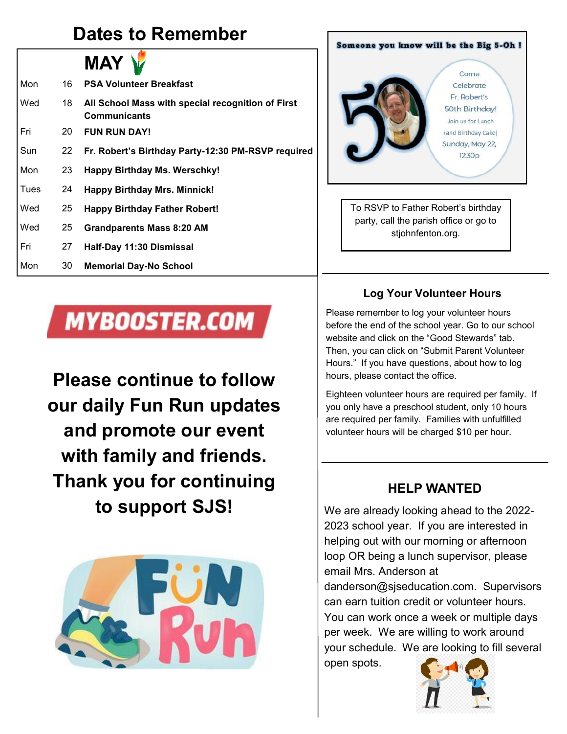# Dates to Remember

## MAY

| | | |
|---|---|---|
| Mon | 16 | **PSA Volunteer Breakfast** |
| Wed | 18 | **All School Mass with special recognition of First Communicants** |
| Fri | 20 | **FUN RUN DAY!** |
| Sun | 22 | **Fr. Robert's Birthday Party-12:30 PM-RSVP required** |
| Mon | 23 | **Happy Birthday Ms. Werschky!** |
| Tues | 24 | **Happy Birthday Mrs. Minnick!** |
| Wed | 25 | **Happy Birthday Father Robert!** |
| Wed | 25 | **Grandparents Mass 8:20 AM** |
| Fri | 27 | **Half-Day 11:30 Dismissal** |
| Mon | 30 | **Memorial Day-No School** |

MYBOOSTER.COM

**Please continue to follow our daily Fun Run updates and promote our event with family and friends. Thank you for continuing to support SJS!**

**Someone you know will be the Big 5-Oh !**

Come Celebrate Fr. Robert's 50th Birthday!
Join us for Lunch (and Birthday Cake)
Sunday, May 22, 12:30p

To RSVP to Father Robert's birthday party, call the parish office or go to stjohnfenton.org.

### Log Your Volunteer Hours

Please remember to log your volunteer hours before the end of the school year. Go to our school website and click on the "Good Stewards" tab. Then, you can click on "Submit Parent Volunteer Hours." If you have questions, about how to log hours, please contact the office.

Eighteen volunteer hours are required per family. If you only have a preschool student, only 10 hours are required per family. Families with unfulfilled volunteer hours will be charged $10 per hour.

### HELP WANTED

We are already looking ahead to the 2022-2023 school year. If you are interested in helping out with our morning or afternoon loop OR being a lunch supervisor, please email Mrs. Anderson at danderson@sjseducation.com. Supervisors can earn tuition credit or volunteer hours. You can work once a week or multiple days per week. We are willing to work around your schedule. We are looking to fill several open spots.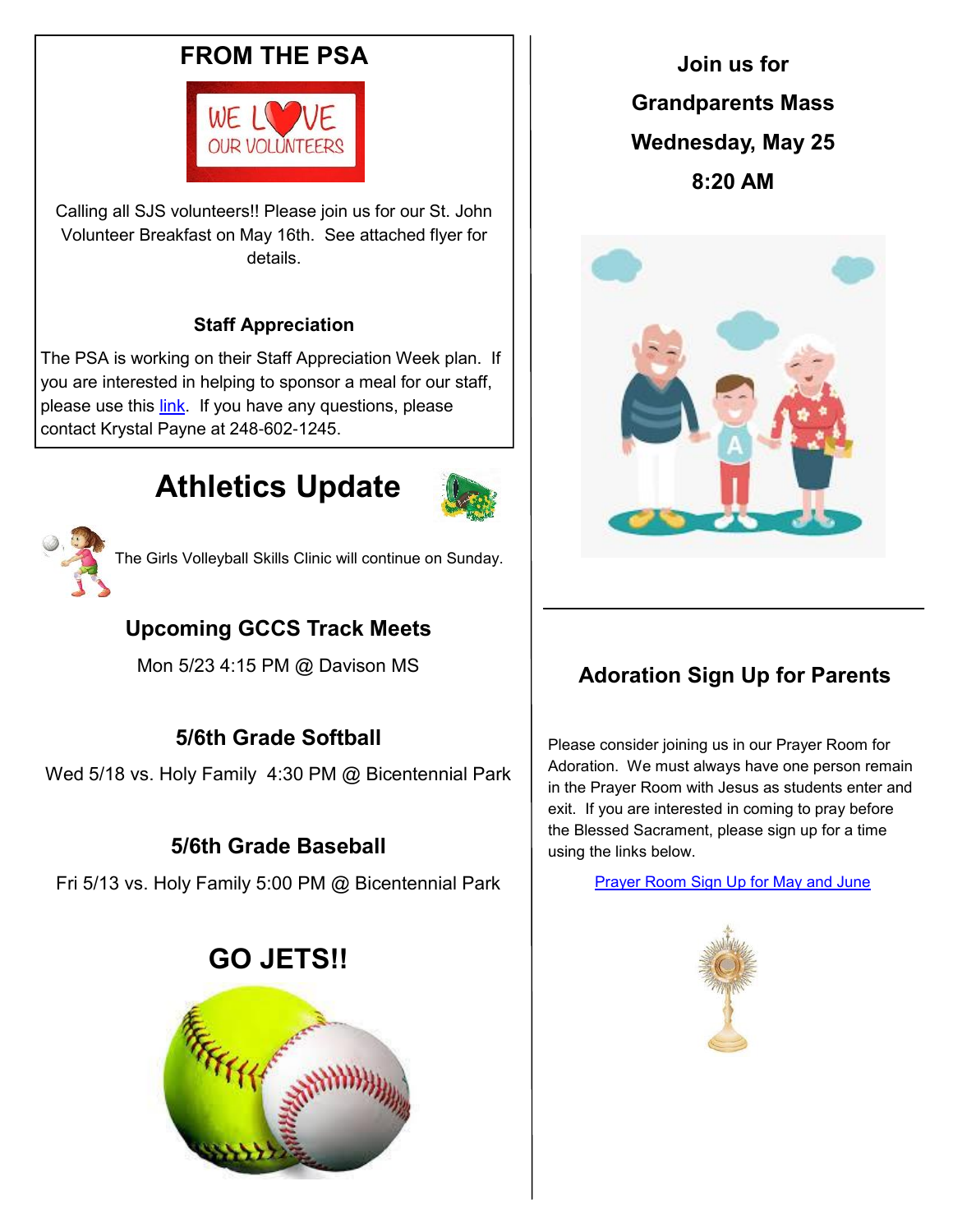## FROM THE PSA

Calling all SJS volunteers!! Please join us for our St. John Volunteer Breakfast on May 16th. See attached flyer for details.

### Staff Appreciation

The PSA is working on their Staff Appreciation Week plan. If you are interested in helping to sponsor a meal for our staff, please use this link. If you have any questions, please contact Krystal Payne at 248-602-1245.

## Athletics Update

The Girls Volleyball Skills Clinic will continue on Sunday.

### Upcoming GCCS Track Meets

Mon 5/23 4:15 PM @ Davison MS

### 5/6th Grade Softball

Wed 5/18 vs. Holy Family 4:30 PM @ Bicentennial Park

### 5/6th Grade Baseball

Fri 5/13 vs. Holy Family 5:00 PM @ Bicentennial Park

## GO JETS!!

**Join us for**

**Grandparents Mass**

**Wednesday, May 25**

**8:20 AM**

### Adoration Sign Up for Parents

Please consider joining us in our Prayer Room for Adoration. We must always have one person remain in the Prayer Room with Jesus as students enter and exit. If you are interested in coming to pray before the Blessed Sacrament, please sign up for a time using the links below.

Prayer Room Sign Up for May and June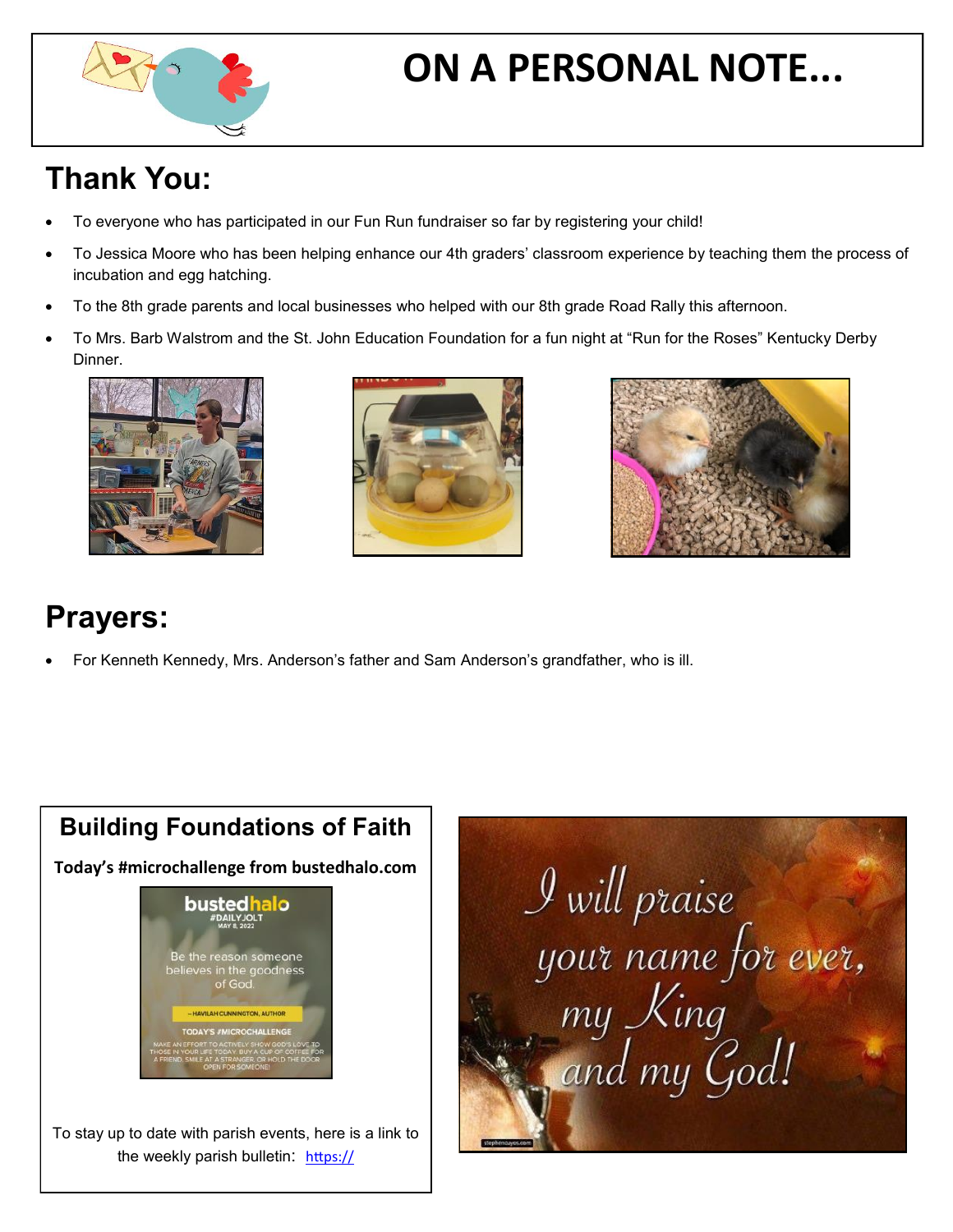# ON A PERSONAL NOTE...

## Thank You:

- To everyone who has participated in our Fun Run fundraiser so far by registering your child!
- To Jessica Moore who has been helping enhance our 4th graders' classroom experience by teaching them the process of incubation and egg hatching.
- To the 8th grade parents and local businesses who helped with our 8th grade Road Rally this afternoon.
- To Mrs. Barb Walstrom and the St. John Education Foundation for a fun night at "Run for the Roses" Kentucky Derby Dinner.

## Prayers:

- For Kenneth Kennedy, Mrs. Anderson's father and Sam Anderson's grandfather, who is ill.

### Building Foundations of Faith

**Today's #microchallenge from bustedhalo.com**

To stay up to date with parish events, here is a link to the weekly parish bulletin: https://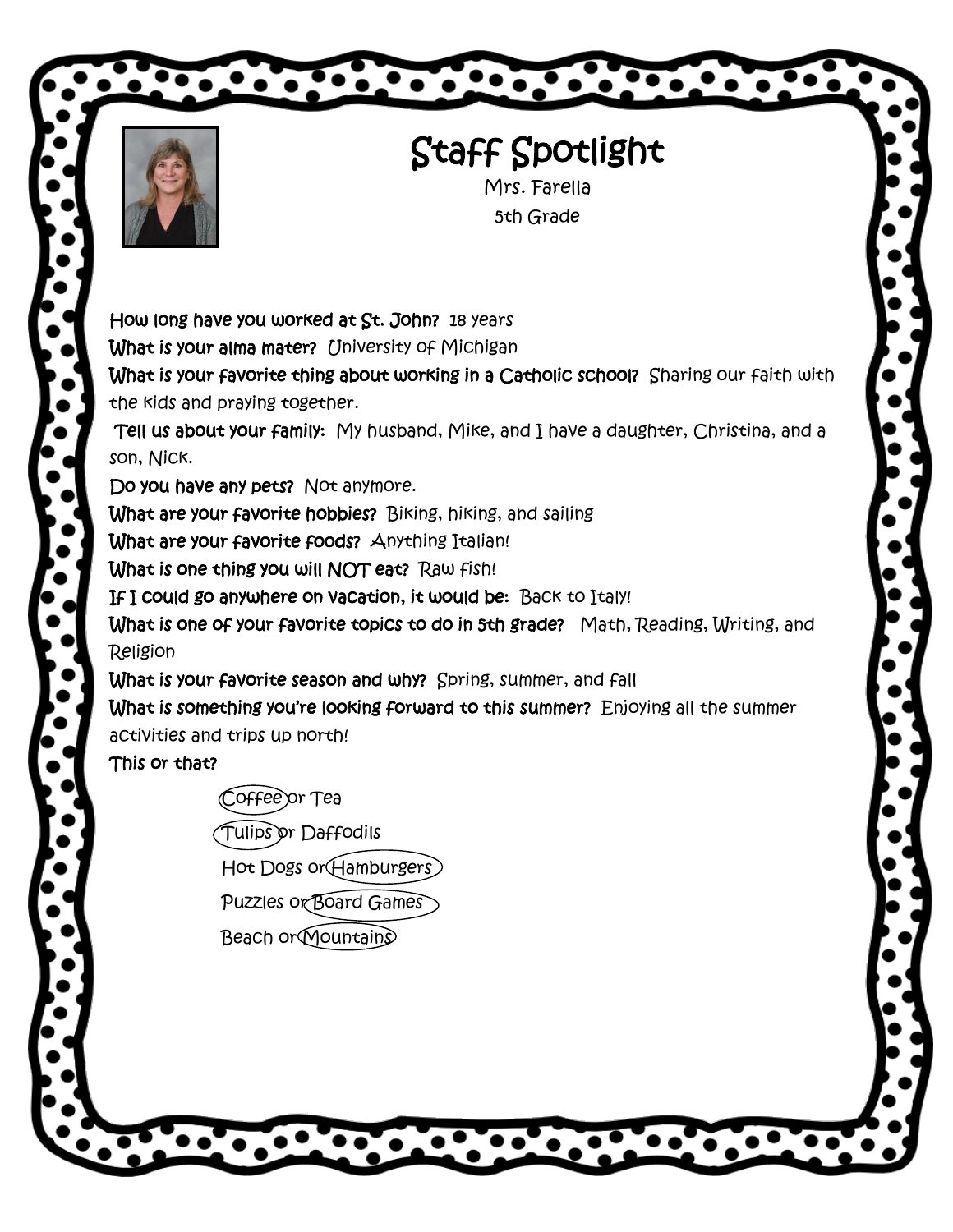# Staff Spotlight

Mrs. Farella

5th Grade

**How long have you worked at St. John?** 18 years

**What is your alma mater?** University of Michigan

**What is your favorite thing about working in a Catholic school?** Sharing our faith with the kids and praying together.

**Tell us about your family:** My husband, Mike, and I have a daughter, Christina, and a son, Nick.

**Do you have any pets?** Not anymore.

**What are your favorite hobbies?** Biking, hiking, and sailing

**What are your favorite foods?** Anything Italian!

**What is one thing you will NOT eat?** Raw fish!

**If I could go anywhere on vacation, it would be:** Back to Italy!

**What is one of your favorite topics to do in 5th grade?** Math, Reading, Writing, and Religion

**What is your favorite season and why?** Spring, summer, and fall

**What is something you're looking forward to this summer?** Enjoying all the summer activities and trips up north!

**This or that?**

- (Coffee) or Tea
- (Tulips) or Daffodils
- Hot Dogs or (Hamburgers)
- Puzzles or (Board Games)
- Beach or (Mountains)